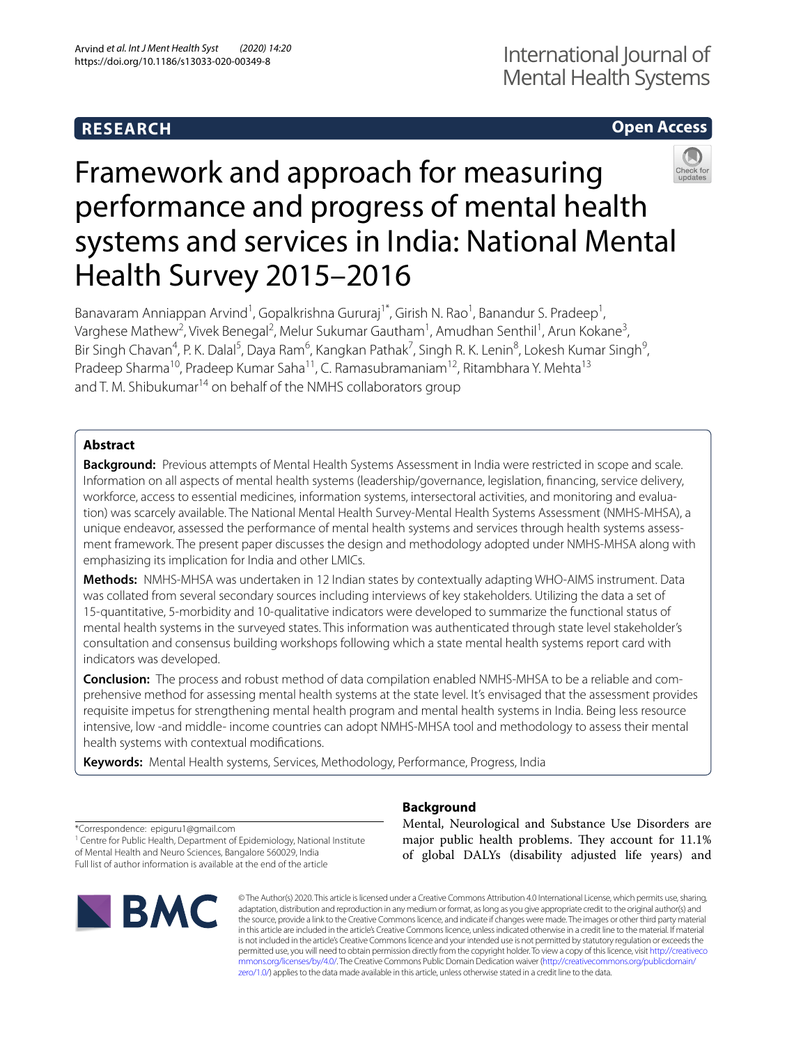RESEARCH

Open Access

# Framework and approach for measuring performance and progress of mental health systems and services in India: National Mental Health Survey 2015–2016

Banavaram Anniappan Arvind[1], Gopalkrishna Gururaj[1*], Girish N. Rao[1], Banandur S. Pradeep[1], Varghese Mathew[2], Vivek Benegal[2], Melur Sukumar Gautham[1], Amudhan Senthil[1], Arun Kokane[3], Bir Singh Chavan[4], P. K. Dalal[5], Daya Ram[6], Kangkan Pathak[7], Singh R. K. Lenin[8], Lokesh Kumar Singh[9], Pradeep Sharma[10], Pradeep Kumar Saha[11], C. Ramasubramaniam[12], Ritambhara Y. Mehta[13] and T. M. Shibukumar[14] on behalf of the NMHS collaborators group

## Abstract

**Background:** Previous attempts of Mental Health Systems Assessment in India were restricted in scope and scale. Information on all aspects of mental health systems (leadership/governance, legislation, financing, service delivery, workforce, access to essential medicines, information systems, intersectoral activities, and monitoring and evaluation) was scarcely available. The National Mental Health Survey-Mental Health Systems Assessment (NMHS-MHSA), a unique endeavor, assessed the performance of mental health systems and services through health systems assessment framework. The present paper discusses the design and methodology adopted under NMHS-MHSA along with emphasizing its implication for India and other LMICs.

**Methods:** NMHS-MHSA was undertaken in 12 Indian states by contextually adapting WHO-AIMS instrument. Data was collated from several secondary sources including interviews of key stakeholders. Utilizing the data a set of 15-quantitative, 5-morbidity and 10-qualitative indicators were developed to summarize the functional status of mental health systems in the surveyed states. This information was authenticated through state level stakeholder's consultation and consensus building workshops following which a state mental health systems report card with indicators was developed.

**Conclusion:** The process and robust method of data compilation enabled NMHS-MHSA to be a reliable and comprehensive method for assessing mental health systems at the state level. It's envisaged that the assessment provides requisite impetus for strengthening mental health program and mental health systems in India. Being less resource intensive, low -and middle- income countries can adopt NMHS-MHSA tool and methodology to assess their mental health systems with contextual modifications.

**Keywords:** Mental Health systems, Services, Methodology, Performance, Progress, India

*Correspondence: epiguru1@gmail.com
[1] Centre for Public Health, Department of Epidemiology, National Institute of Mental Health and Neuro Sciences, Bangalore 560029, India
Full list of author information is available at the end of the article

## Background

Mental, Neurological and Substance Use Disorders are major public health problems. They account for 11.1% of global DALYs (disability adjusted life years) and

© The Author(s) 2020. This article is licensed under a Creative Commons Attribution 4.0 International License, which permits use, sharing, adaptation, distribution and reproduction in any medium or format, as long as you give appropriate credit to the original author(s) and the source, provide a link to the Creative Commons licence, and indicate if changes were made. The images or other third party material in this article are included in the article's Creative Commons licence, unless indicated otherwise in a credit line to the material. If material is not included in the article's Creative Commons licence and your intended use is not permitted by statutory regulation or exceeds the permitted use, you will need to obtain permission directly from the copyright holder. To view a copy of this licence, visit http://creativecommons.org/licenses/by/4.0/. The Creative Commons Public Domain Dedication waiver (http://creativecommons.org/publicdomain/zero/1.0/) applies to the data made available in this article, unless otherwise stated in a credit line to the data.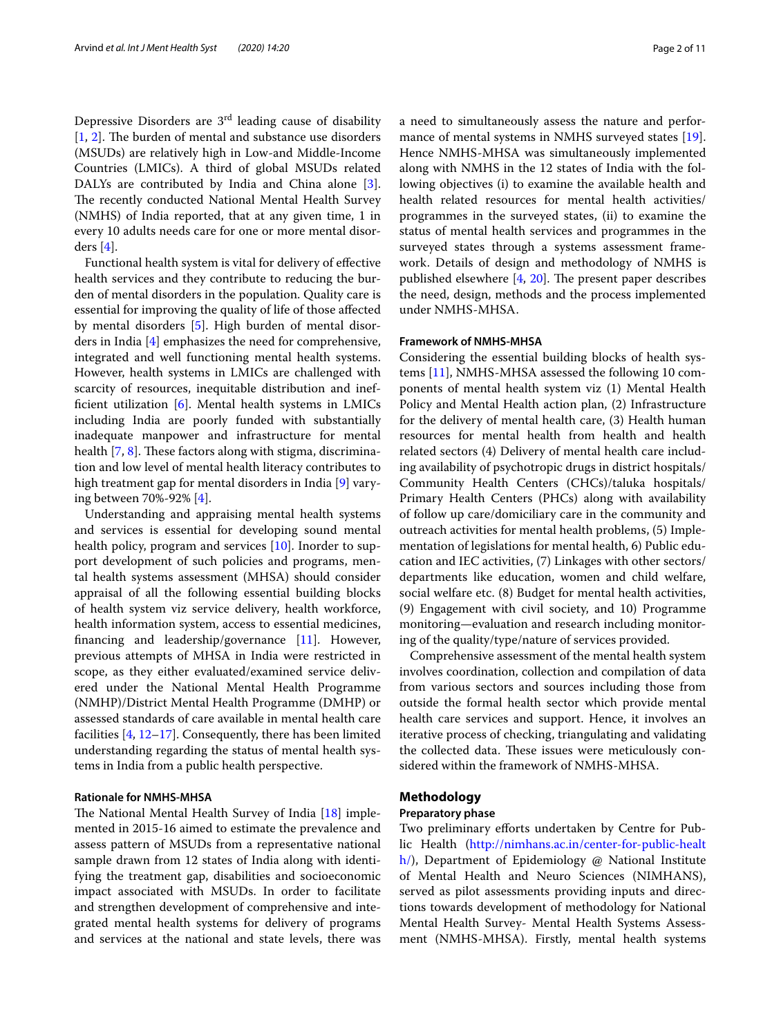Depressive Disorders are 3rd leading cause of disability [1, 2]. The burden of mental and substance use disorders (MSUDs) are relatively high in Low-and Middle-Income Countries (LMICs). A third of global MSUDs related DALYs are contributed by India and China alone [3]. The recently conducted National Mental Health Survey (NMHS) of India reported, that at any given time, 1 in every 10 adults needs care for one or more mental disorders [4].

Functional health system is vital for delivery of effective health services and they contribute to reducing the burden of mental disorders in the population. Quality care is essential for improving the quality of life of those affected by mental disorders [5]. High burden of mental disorders in India [4] emphasizes the need for comprehensive, integrated and well functioning mental health systems. However, health systems in LMICs are challenged with scarcity of resources, inequitable distribution and inefficient utilization [6]. Mental health systems in LMICs including India are poorly funded with substantially inadequate manpower and infrastructure for mental health [7, 8]. These factors along with stigma, discrimination and low level of mental health literacy contributes to high treatment gap for mental disorders in India [9] varying between 70%-92% [4].

Understanding and appraising mental health systems and services is essential for developing sound mental health policy, program and services [10]. Inorder to support development of such policies and programs, mental health systems assessment (MHSA) should consider appraisal of all the following essential building blocks of health system viz service delivery, health workforce, health information system, access to essential medicines, financing and leadership/governance [11]. However, previous attempts of MHSA in India were restricted in scope, as they either evaluated/examined service delivered under the National Mental Health Programme (NMHP)/District Mental Health Programme (DMHP) or assessed standards of care available in mental health care facilities [4, 12–17]. Consequently, there has been limited understanding regarding the status of mental health systems in India from a public health perspective.

### Rationale for NMHS-MHSA

The National Mental Health Survey of India [18] implemented in 2015-16 aimed to estimate the prevalence and assess pattern of MSUDs from a representative national sample drawn from 12 states of India along with identifying the treatment gap, disabilities and socioeconomic impact associated with MSUDs. In order to facilitate and strengthen development of comprehensive and integrated mental health systems for delivery of programs and services at the national and state levels, there was a need to simultaneously assess the nature and performance of mental systems in NMHS surveyed states [19]. Hence NMHS-MHSA was simultaneously implemented along with NMHS in the 12 states of India with the following objectives (i) to examine the available health and health related resources for mental health activities/programmes in the surveyed states, (ii) to examine the status of mental health services and programmes in the surveyed states through a systems assessment framework. Details of design and methodology of NMHS is published elsewhere [4, 20]. The present paper describes the need, design, methods and the process implemented under NMHS-MHSA.

### Framework of NMHS-MHSA

Considering the essential building blocks of health systems [11], NMHS-MHSA assessed the following 10 components of mental health system viz (1) Mental Health Policy and Mental Health action plan, (2) Infrastructure for the delivery of mental health care, (3) Health human resources for mental health from health and health related sectors (4) Delivery of mental health care including availability of psychotropic drugs in district hospitals/Community Health Centers (CHCs)/taluka hospitals/Primary Health Centers (PHCs) along with availability of follow up care/domiciliary care in the community and outreach activities for mental health problems, (5) Implementation of legislations for mental health, 6) Public education and IEC activities, (7) Linkages with other sectors/departments like education, women and child welfare, social welfare etc. (8) Budget for mental health activities, (9) Engagement with civil society, and 10) Programme monitoring—evaluation and research including monitoring of the quality/type/nature of services provided.

Comprehensive assessment of the mental health system involves coordination, collection and compilation of data from various sectors and sources including those from outside the formal health sector which provide mental health care services and support. Hence, it involves an iterative process of checking, triangulating and validating the collected data. These issues were meticulously considered within the framework of NMHS-MHSA.

## Methodology

### Preparatory phase

Two preliminary efforts undertaken by Centre for Public Health (http://nimhans.ac.in/center-for-public-health/), Department of Epidemiology @ National Institute of Mental Health and Neuro Sciences (NIMHANS), served as pilot assessments providing inputs and directions towards development of methodology for National Mental Health Survey- Mental Health Systems Assessment (NMHS-MHSA). Firstly, mental health systems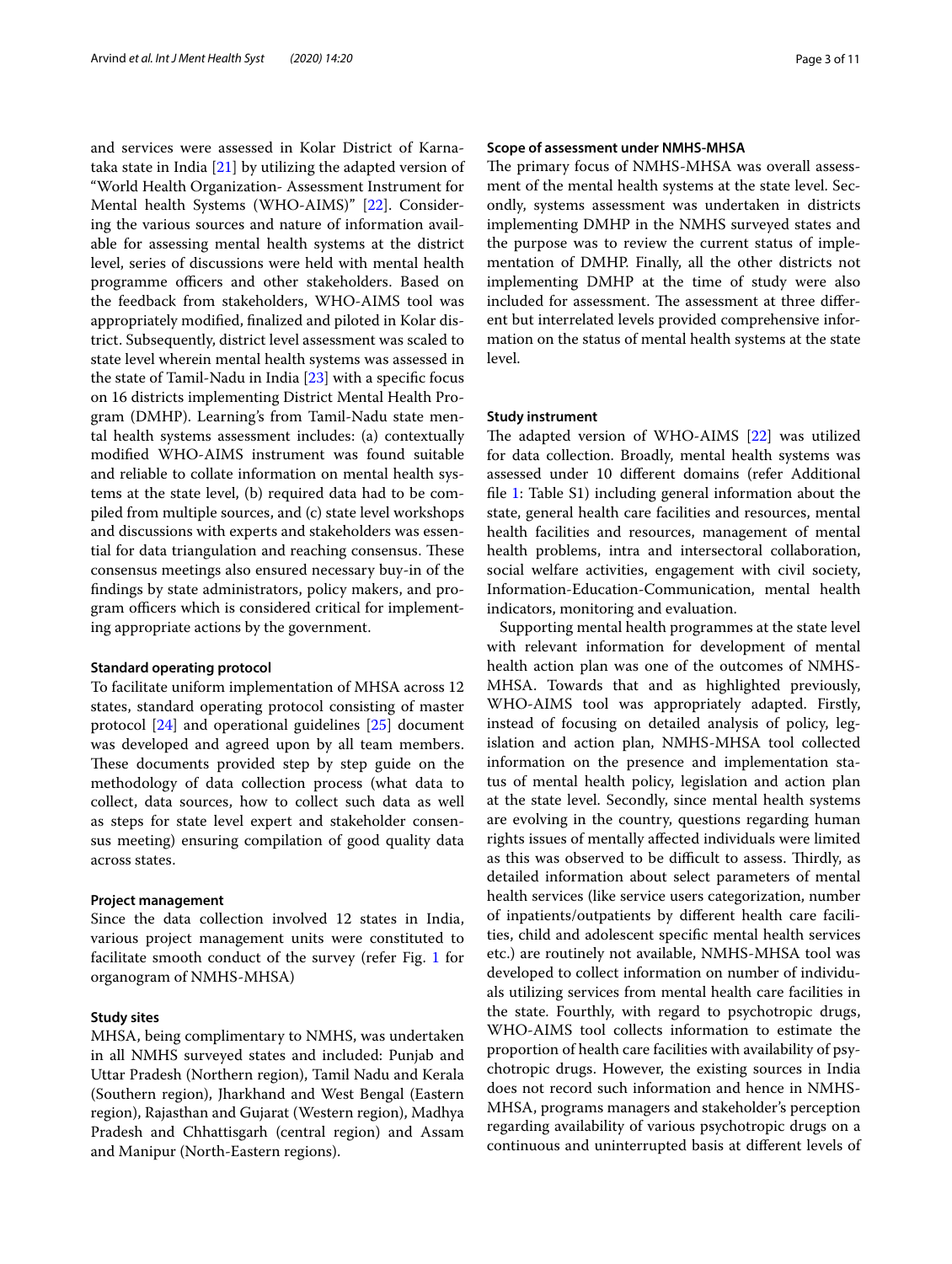and services were assessed in Kolar District of Karnataka state in India [21] by utilizing the adapted version of "World Health Organization- Assessment Instrument for Mental health Systems (WHO-AIMS)" [22]. Considering the various sources and nature of information available for assessing mental health systems at the district level, series of discussions were held with mental health programme officers and other stakeholders. Based on the feedback from stakeholders, WHO-AIMS tool was appropriately modified, finalized and piloted in Kolar district. Subsequently, district level assessment was scaled to state level wherein mental health systems was assessed in the state of Tamil-Nadu in India [23] with a specific focus on 16 districts implementing District Mental Health Program (DMHP). Learning's from Tamil-Nadu state mental health systems assessment includes: (a) contextually modified WHO-AIMS instrument was found suitable and reliable to collate information on mental health systems at the state level, (b) required data had to be compiled from multiple sources, and (c) state level workshops and discussions with experts and stakeholders was essential for data triangulation and reaching consensus. These consensus meetings also ensured necessary buy-in of the findings by state administrators, policy makers, and program officers which is considered critical for implementing appropriate actions by the government.

### Standard operating protocol

To facilitate uniform implementation of MHSA across 12 states, standard operating protocol consisting of master protocol [24] and operational guidelines [25] document was developed and agreed upon by all team members. These documents provided step by step guide on the methodology of data collection process (what data to collect, data sources, how to collect such data as well as steps for state level expert and stakeholder consensus meeting) ensuring compilation of good quality data across states.

### Project management

Since the data collection involved 12 states in India, various project management units were constituted to facilitate smooth conduct of the survey (refer Fig. 1 for organogram of NMHS-MHSA)

### Study sites

MHSA, being complimentary to NMHS, was undertaken in all NMHS surveyed states and included: Punjab and Uttar Pradesh (Northern region), Tamil Nadu and Kerala (Southern region), Jharkhand and West Bengal (Eastern region), Rajasthan and Gujarat (Western region), Madhya Pradesh and Chhattisgarh (central region) and Assam and Manipur (North-Eastern regions).

### Scope of assessment under NMHS-MHSA

The primary focus of NMHS-MHSA was overall assessment of the mental health systems at the state level. Secondly, systems assessment was undertaken in districts implementing DMHP in the NMHS surveyed states and the purpose was to review the current status of implementation of DMHP. Finally, all the other districts not implementing DMHP at the time of study were also included for assessment. The assessment at three different but interrelated levels provided comprehensive information on the status of mental health systems at the state level.

### Study instrument

The adapted version of WHO-AIMS [22] was utilized for data collection. Broadly, mental health systems was assessed under 10 different domains (refer Additional file 1: Table S1) including general information about the state, general health care facilities and resources, mental health facilities and resources, management of mental health problems, intra and intersectoral collaboration, social welfare activities, engagement with civil society, Information-Education-Communication, mental health indicators, monitoring and evaluation.

Supporting mental health programmes at the state level with relevant information for development of mental health action plan was one of the outcomes of NMHS-MHSA. Towards that and as highlighted previously, WHO-AIMS tool was appropriately adapted. Firstly, instead of focusing on detailed analysis of policy, legislation and action plan, NMHS-MHSA tool collected information on the presence and implementation status of mental health policy, legislation and action plan at the state level. Secondly, since mental health systems are evolving in the country, questions regarding human rights issues of mentally affected individuals were limited as this was observed to be difficult to assess. Thirdly, as detailed information about select parameters of mental health services (like service users categorization, number of inpatients/outpatients by different health care facilities, child and adolescent specific mental health services etc.) are routinely not available, NMHS-MHSA tool was developed to collect information on number of individuals utilizing services from mental health care facilities in the state. Fourthly, with regard to psychotropic drugs, WHO-AIMS tool collects information to estimate the proportion of health care facilities with availability of psychotropic drugs. However, the existing sources in India does not record such information and hence in NMHS-MHSA, programs managers and stakeholder's perception regarding availability of various psychotropic drugs on a continuous and uninterrupted basis at different levels of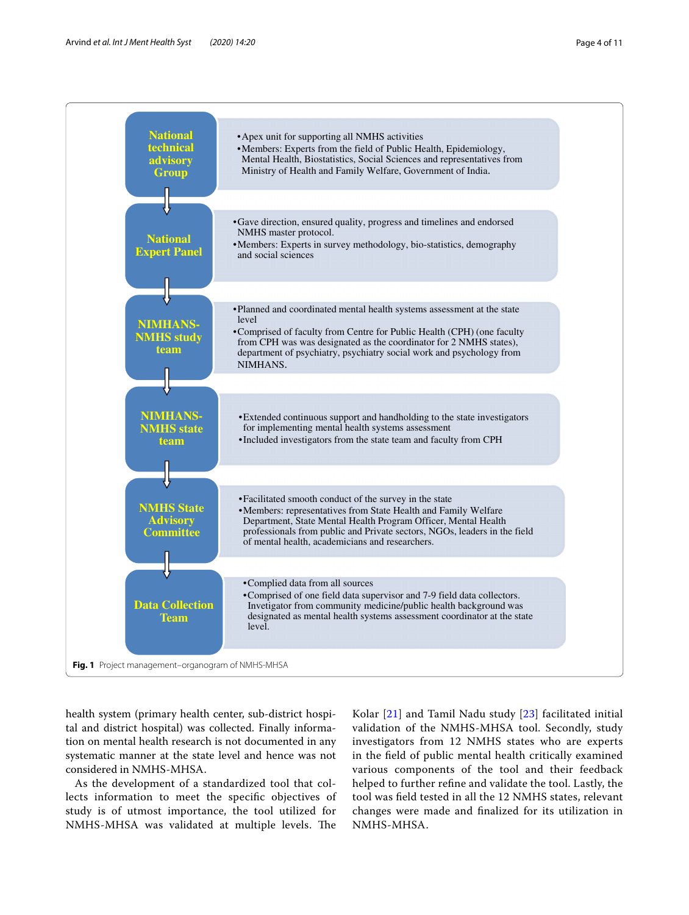**National technical advisory Group**

- Apex unit for supporting all NMHS activities
- Members: Experts from the field of Public Health, Epidemiology, Mental Health, Biostatistics, Social Sciences and representatives from Ministry of Health and Family Welfare, Government of India.

**National Expert Panel**

- Gave direction, ensured quality, progress and timelines and endorsed NMHS master protocol.
- Members: Experts in survey methodology, bio-statistics, demography and social sciences

**NIMHANS-NMHS study team**

- Planned and coordinated mental health systems assessment at the state level
- Comprised of faculty from Centre for Public Health (CPH) (one faculty from CPH was was designated as the coordinator for 2 NMHS states), department of psychiatry, psychiatry social work and psychology from NIMHANS.

**NIMHANS-NMHS state team**

- Extended continuous support and handholding to the state investigators for implementing mental health systems assessment
- Included investigators from the state team and faculty from CPH

**NMHS State Advisory Committee**

- Facilitated smooth conduct of the survey in the state
- Members: representatives from State Health and Family Welfare Department, State Mental Health Program Officer, Mental Health professionals from public and Private sectors, NGOs, leaders in the field of mental health, academicians and researchers.

**Data Collection Team**

- Complied data from all sources
- Comprised of one field data supervisor and 7-9 field data collectors. Invetigator from community medicine/public health background was designated as mental health systems assessment coordinator at the state level.

**Fig. 1** Project management–organogram of NMHS-MHSA

health system (primary health center, sub-district hospital and district hospital) was collected. Finally information on mental health research is not documented in any systematic manner at the state level and hence was not considered in NMHS-MHSA.

As the development of a standardized tool that collects information to meet the specific objectives of study is of utmost importance, the tool utilized for NMHS-MHSA was validated at multiple levels. The Kolar [21] and Tamil Nadu study [23] facilitated initial validation of the NMHS-MHSA tool. Secondly, study investigators from 12 NMHS states who are experts in the field of public mental health critically examined various components of the tool and their feedback helped to further refine and validate the tool. Lastly, the tool was field tested in all the 12 NMHS states, relevant changes were made and finalized for its utilization in NMHS-MHSA.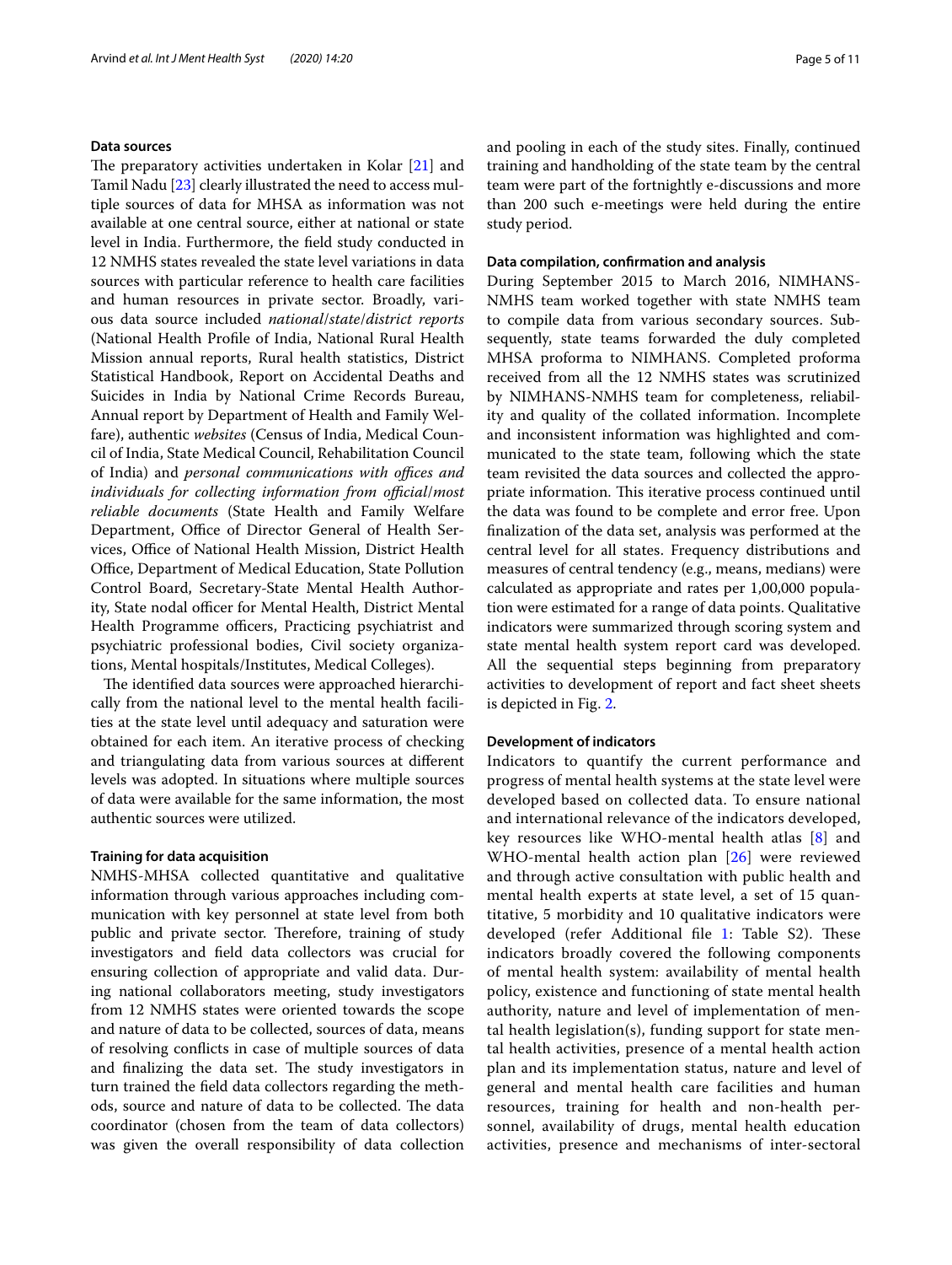#### Data sources

The preparatory activities undertaken in Kolar [21] and Tamil Nadu [23] clearly illustrated the need to access multiple sources of data for MHSA as information was not available at one central source, either at national or state level in India. Furthermore, the field study conducted in 12 NMHS states revealed the state level variations in data sources with particular reference to health care facilities and human resources in private sector. Broadly, various data source included *national/state/district reports* (National Health Profile of India, National Rural Health Mission annual reports, Rural health statistics, District Statistical Handbook, Report on Accidental Deaths and Suicides in India by National Crime Records Bureau, Annual report by Department of Health and Family Welfare), authentic *websites* (Census of India, Medical Council of India, State Medical Council, Rehabilitation Council of India) and *personal communications with offices and individuals for collecting information from official/most reliable documents* (State Health and Family Welfare Department, Office of Director General of Health Services, Office of National Health Mission, District Health Office, Department of Medical Education, State Pollution Control Board, Secretary-State Mental Health Authority, State nodal officer for Mental Health, District Mental Health Programme officers, Practicing psychiatrist and psychiatric professional bodies, Civil society organizations, Mental hospitals/Institutes, Medical Colleges).

The identified data sources were approached hierarchically from the national level to the mental health facilities at the state level until adequacy and saturation were obtained for each item. An iterative process of checking and triangulating data from various sources at different levels was adopted. In situations where multiple sources of data were available for the same information, the most authentic sources were utilized.

#### Training for data acquisition

NMHS-MHSA collected quantitative and qualitative information through various approaches including communication with key personnel at state level from both public and private sector. Therefore, training of study investigators and field data collectors was crucial for ensuring collection of appropriate and valid data. During national collaborators meeting, study investigators from 12 NMHS states were oriented towards the scope and nature of data to be collected, sources of data, means of resolving conflicts in case of multiple sources of data and finalizing the data set. The study investigators in turn trained the field data collectors regarding the methods, source and nature of data to be collected. The data coordinator (chosen from the team of data collectors) was given the overall responsibility of data collection and pooling in each of the study sites. Finally, continued training and handholding of the state team by the central team were part of the fortnightly e-discussions and more than 200 such e-meetings were held during the entire study period.

#### Data compilation, confirmation and analysis

During September 2015 to March 2016, NIMHANS-NMHS team worked together with state NMHS team to compile data from various secondary sources. Subsequently, state teams forwarded the duly completed MHSA proforma to NIMHANS. Completed proforma received from all the 12 NMHS states was scrutinized by NIMHANS-NMHS team for completeness, reliability and quality of the collated information. Incomplete and inconsistent information was highlighted and communicated to the state team, following which the state team revisited the data sources and collected the appropriate information. This iterative process continued until the data was found to be complete and error free. Upon finalization of the data set, analysis was performed at the central level for all states. Frequency distributions and measures of central tendency (e.g., means, medians) were calculated as appropriate and rates per 1,00,000 population were estimated for a range of data points. Qualitative indicators were summarized through scoring system and state mental health system report card was developed. All the sequential steps beginning from preparatory activities to development of report and fact sheet sheets is depicted in Fig. 2.

#### Development of indicators

Indicators to quantify the current performance and progress of mental health systems at the state level were developed based on collected data. To ensure national and international relevance of the indicators developed, key resources like WHO-mental health atlas [8] and WHO-mental health action plan [26] were reviewed and through active consultation with public health and mental health experts at state level, a set of 15 quantitative, 5 morbidity and 10 qualitative indicators were developed (refer Additional file 1: Table S2). These indicators broadly covered the following components of mental health system: availability of mental health policy, existence and functioning of state mental health authority, nature and level of implementation of mental health legislation(s), funding support for state mental health activities, presence of a mental health action plan and its implementation status, nature and level of general and mental health care facilities and human resources, training for health and non-health personnel, availability of drugs, mental health education activities, presence and mechanisms of inter-sectoral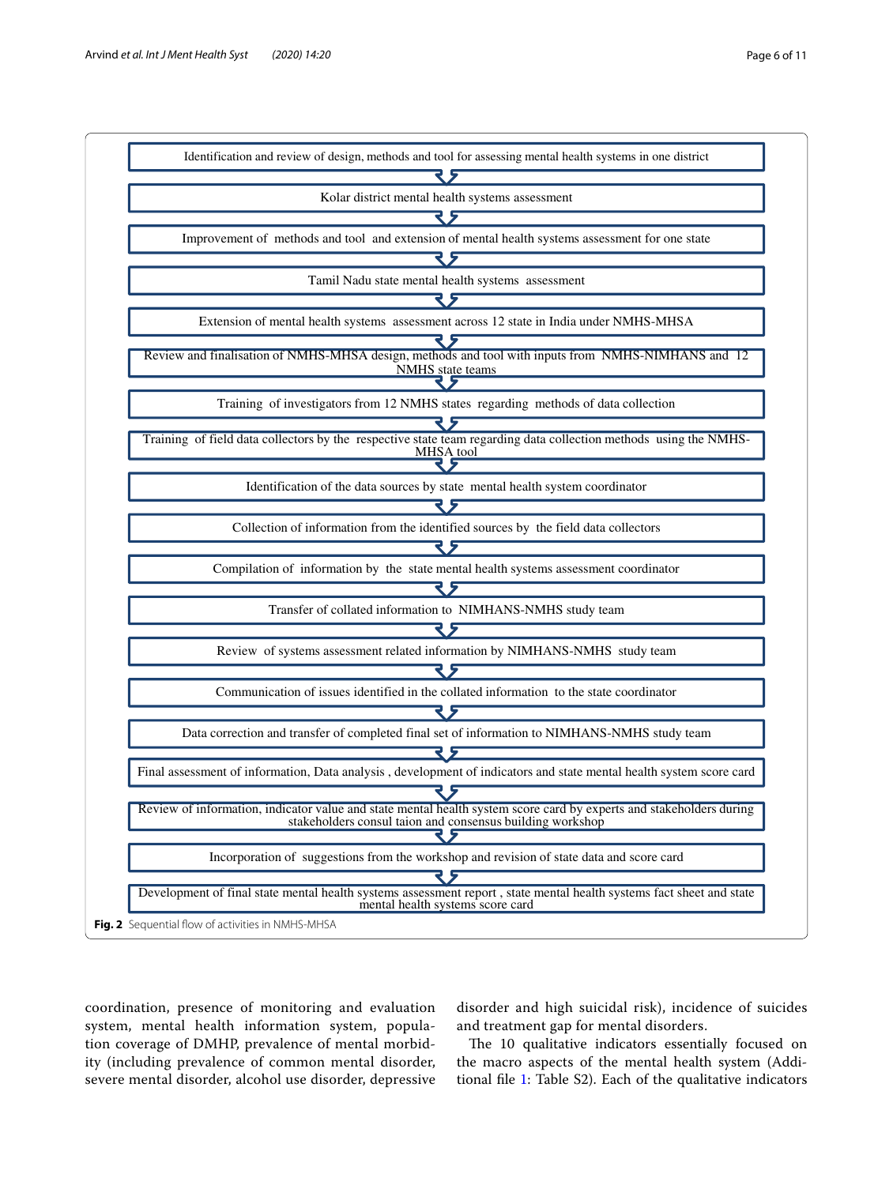Identification and review of design, methods and tool for assessing mental health systems in one district

↓

Kolar district mental health systems assessment

↓

Improvement of methods and tool and extension of mental health systems assessment for one state

↓

Tamil Nadu state mental health systems assessment

↓

Extension of mental health systems assessment across 12 state in India under NMHS-MHSA

↓

Review and finalisation of NMHS-MHSA design, methods and tool with inputs from NMHS-NIMHANS and 12 NMHS state teams

↓

Training of investigators from 12 NMHS states regarding methods of data collection

↓

Training of field data collectors by the respective state team regarding data collection methods using the NMHS-MHSA tool

↓

Identification of the data sources by state mental health system coordinator

↓

Collection of information from the identified sources by the field data collectors

↓

Compilation of information by the state mental health systems assessment coordinator

↓

Transfer of collated information to NIMHANS-NMHS study team

↓

Review of systems assessment related information by NIMHANS-NMHS study team

↓

Communication of issues identified in the collated information to the state coordinator

↓

Data correction and transfer of completed final set of information to NIMHANS-NMHS study team

↓

Final assessment of information, Data analysis , development of indicators and state mental health system score card

↓

Review of information, indicator value and state mental health system score card by experts and stakeholders during stakeholders consul taion and consensus building workshop

↓

Incorporation of suggestions from the workshop and revision of state data and score card

↓

Development of final state mental health systems assessment report , state mental health systems fact sheet and state mental health systems score card

**Fig. 2** Sequential flow of activities in NMHS-MHSA

coordination, presence of monitoring and evaluation system, mental health information system, population coverage of DMHP, prevalence of mental morbidity (including prevalence of common mental disorder, severe mental disorder, alcohol use disorder, depressive disorder and high suicidal risk), incidence of suicides and treatment gap for mental disorders.

The 10 qualitative indicators essentially focused on the macro aspects of the mental health system (Additional file 1: Table S2). Each of the qualitative indicators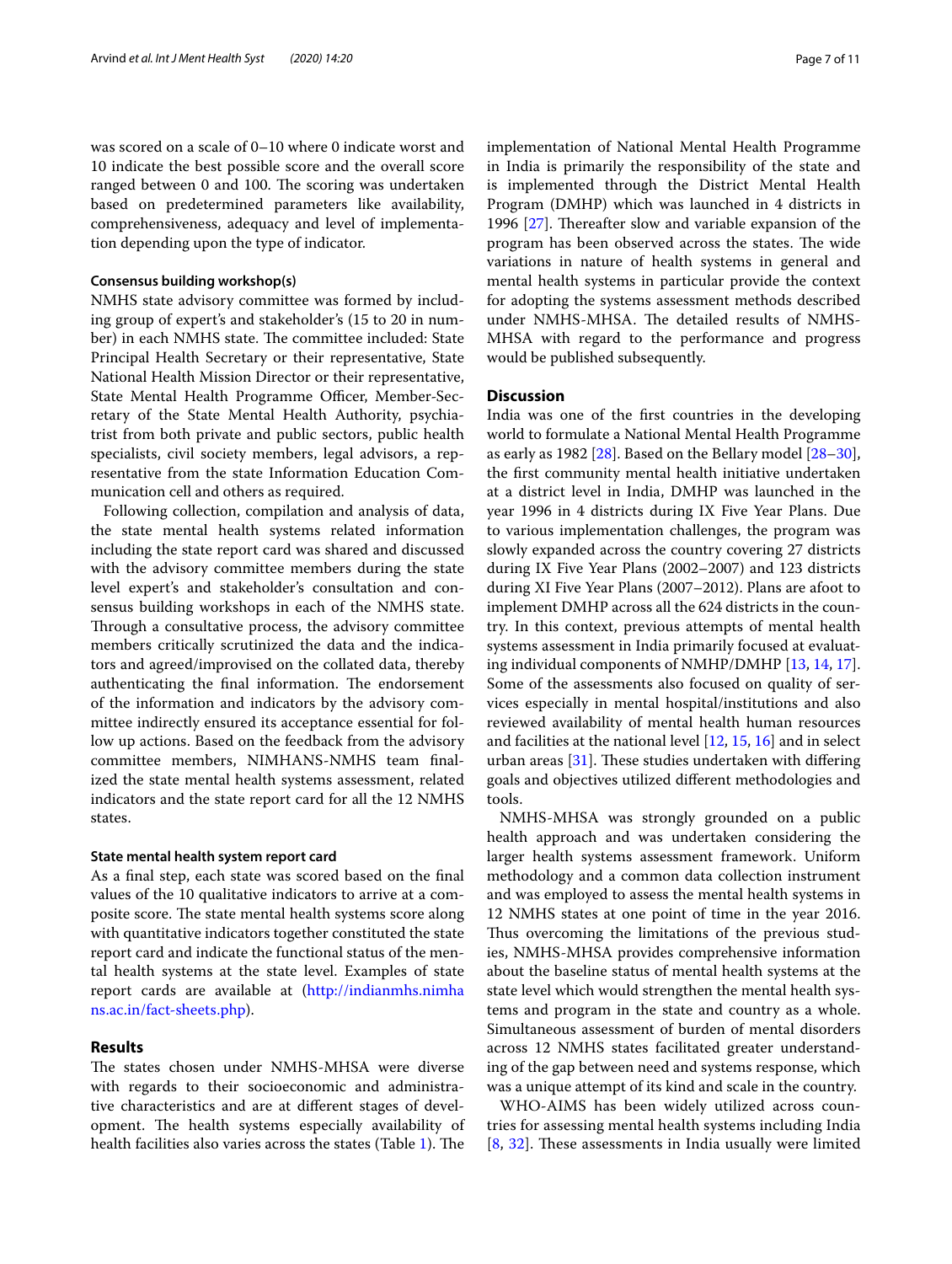was scored on a scale of 0–10 where 0 indicate worst and 10 indicate the best possible score and the overall score ranged between 0 and 100. The scoring was undertaken based on predetermined parameters like availability, comprehensiveness, adequacy and level of implementation depending upon the type of indicator.

#### Consensus building workshop(s)

NMHS state advisory committee was formed by including group of expert's and stakeholder's (15 to 20 in number) in each NMHS state. The committee included: State Principal Health Secretary or their representative, State National Health Mission Director or their representative, State Mental Health Programme Officer, Member-Secretary of the State Mental Health Authority, psychiatrist from both private and public sectors, public health specialists, civil society members, legal advisors, a representative from the state Information Education Communication cell and others as required.

Following collection, compilation and analysis of data, the state mental health systems related information including the state report card was shared and discussed with the advisory committee members during the state level expert's and stakeholder's consultation and consensus building workshops in each of the NMHS state. Through a consultative process, the advisory committee members critically scrutinized the data and the indicators and agreed/improvised on the collated data, thereby authenticating the final information. The endorsement of the information and indicators by the advisory committee indirectly ensured its acceptance essential for follow up actions. Based on the feedback from the advisory committee members, NIMHANS-NMHS team finalized the state mental health systems assessment, related indicators and the state report card for all the 12 NMHS states.

#### State mental health system report card

As a final step, each state was scored based on the final values of the 10 qualitative indicators to arrive at a composite score. The state mental health systems score along with quantitative indicators together constituted the state report card and indicate the functional status of the mental health systems at the state level. Examples of state report cards are available at (http://indianmhs.nimhans.ac.in/fact-sheets.php).

## Results

The states chosen under NMHS-MHSA were diverse with regards to their socioeconomic and administrative characteristics and are at different stages of development. The health systems especially availability of health facilities also varies across the states (Table 1). The implementation of National Mental Health Programme in India is primarily the responsibility of the state and is implemented through the District Mental Health Program (DMHP) which was launched in 4 districts in 1996 [27]. Thereafter slow and variable expansion of the program has been observed across the states. The wide variations in nature of health systems in general and mental health systems in particular provide the context for adopting the systems assessment methods described under NMHS-MHSA. The detailed results of NMHS-MHSA with regard to the performance and progress would be published subsequently.

## Discussion

India was one of the first countries in the developing world to formulate a National Mental Health Programme as early as 1982 [28]. Based on the Bellary model [28–30], the first community mental health initiative undertaken at a district level in India, DMHP was launched in the year 1996 in 4 districts during IX Five Year Plans. Due to various implementation challenges, the program was slowly expanded across the country covering 27 districts during IX Five Year Plans (2002–2007) and 123 districts during XI Five Year Plans (2007–2012). Plans are afoot to implement DMHP across all the 624 districts in the country. In this context, previous attempts of mental health systems assessment in India primarily focused at evaluating individual components of NMHP/DMHP [13, 14, 17]. Some of the assessments also focused on quality of services especially in mental hospital/institutions and also reviewed availability of mental health human resources and facilities at the national level [12, 15, 16] and in select urban areas [31]. These studies undertaken with differing goals and objectives utilized different methodologies and tools.

NMHS-MHSA was strongly grounded on a public health approach and was undertaken considering the larger health systems assessment framework. Uniform methodology and a common data collection instrument and was employed to assess the mental health systems in 12 NMHS states at one point of time in the year 2016. Thus overcoming the limitations of the previous studies, NMHS-MHSA provides comprehensive information about the baseline status of mental health systems at the state level which would strengthen the mental health systems and program in the state and country as a whole. Simultaneous assessment of burden of mental disorders across 12 NMHS states facilitated greater understanding of the gap between need and systems response, which was a unique attempt of its kind and scale in the country.

WHO-AIMS has been widely utilized across countries for assessing mental health systems including India [8, 32]. These assessments in India usually were limited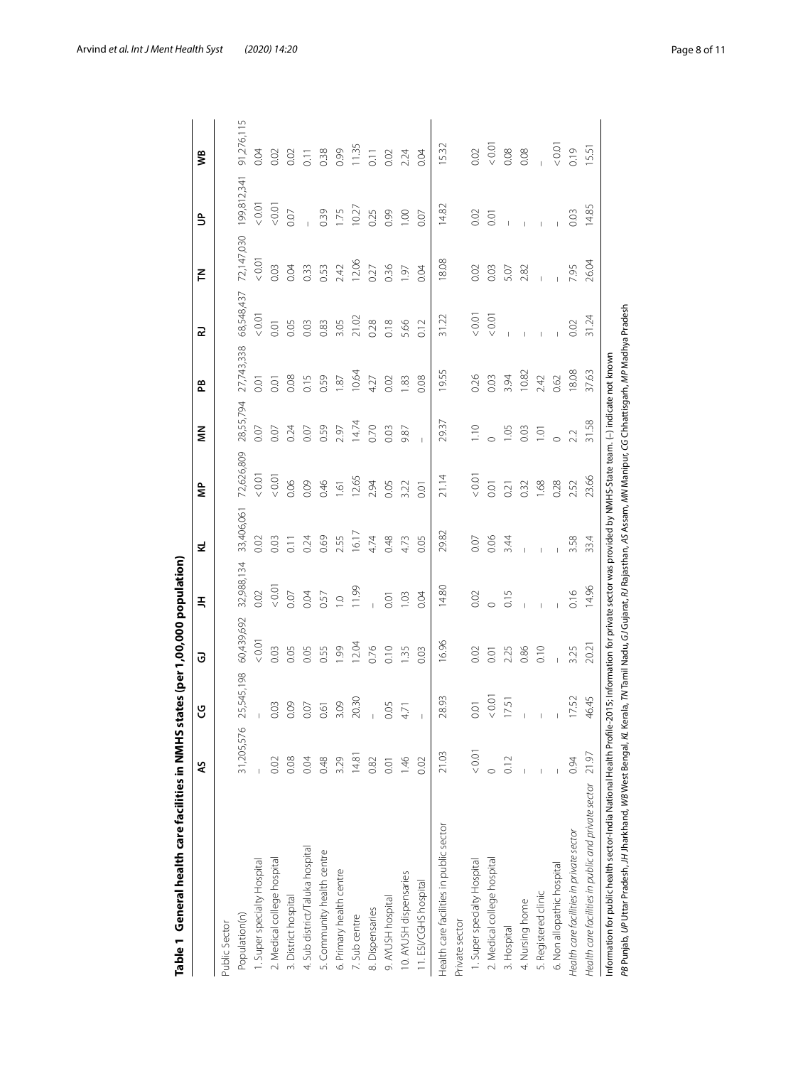**Table 1 General health care facilities in NMHS states (per 1,00,000 population)**

| | AS | CG | GJ | JH | KL | MP | MN | PB | RJ | TN | UP | WB |
|---|---|---|---|---|---|---|---|---|---|---|---|---|
| Public Sector | | | | | | | | | | | | |
| Population(n) | 31,205,576 | 25,545,198 | 60,439,692 | 32,988,134 | 33,406,061 | 72,626,809 | 28,55,794 | 27,743,338 | 68,548,437 | 72,147,030 | 199,812,341 | 91,276,115 |
| 1. Super specialty Hospital | – | – | < 0.01 | 0.02 | 0.02 | < 0.01 | 0.07 | 0.01 | < 0.01 | < 0.01 | < 0.01 | 0.04 |
| 2. Medical college hospital | 0.02 | 0.03 | 0.03 | < 0.01 | 0.03 | < 0.01 | 0.07 | 0.01 | 0.01 | 0.03 | < 0.01 | 0.02 |
| 3. District hospital | 0.08 | 0.09 | 0.05 | 0.07 | 0.11 | 0.06 | 0.24 | 0.08 | 0.05 | 0.04 | 0.07 | 0.02 |
| 4. Sub district/Taluka hospital | 0.04 | 0.07 | 0.05 | 0.04 | 0.24 | 0.09 | 0.07 | 0.15 | 0.03 | 0.33 | – | 0.11 |
| 5. Community health centre | 0.48 | 0.61 | 0.55 | 0.57 | 0.69 | 0.46 | 0.59 | 0.59 | 0.83 | 0.53 | 0.39 | 0.38 |
| 6. Primary health centre | 3.29 | 3.09 | 1.99 | 1.0 | 2.55 | 1.61 | 2.97 | 1.87 | 3.05 | 2.42 | 1.75 | 0.99 |
| 7. Sub centre | 14.81 | 20.30 | 12.04 | 11.99 | 16.17 | 12.65 | 14.74 | 10.64 | 21.02 | 12.06 | 10.27 | 11.35 |
| 8. Dispensaries | 0.82 | – | 0.76 | – | 4.74 | 2.94 | 0.70 | 4.27 | 0.28 | 0.27 | 0.25 | 0.11 |
| 9. AYUSH hospital | 0.01 | 0.05 | 0.10 | 0.01 | 0.48 | 0.05 | 0.03 | 0.02 | 0.18 | 0.36 | 0.99 | 0.02 |
| 10. AYUSH dispensaries | 1.46 | 4.71 | 1.35 | 1.03 | 4.73 | 3.22 | 9.87 | 1.83 | 5.66 | 1.97 | 1.00 | 2.24 |
| 11. ESI/CGHS hospital | 0.02 | – | 0.03 | 0.04 | 0.05 | 0.01 | – | 0.08 | 0.12 | 0.04 | 0.07 | 0.04 |
| Health care facilities in public sector | 21.03 | 28.93 | 16.96 | 14.80 | 29.82 | 21.14 | 29.37 | 19.55 | 31.22 | 18.08 | 14.82 | 15.32 |
| Private sector | | | | | | | | | | | | |
| 1. Super specialty Hospital | < 0.01 | 0.01 | 0.02 | 0.02 | 0.07 | < 0.01 | 1.10 | 0.26 | < 0.01 | 0.02 | 0.02 | 0.02 |
| 2. Medical college hospital | 0 | < 0.01 | 0.01 | 0 | 0.06 | 0.01 | 0 | 0.03 | < 0.01 | 0.03 | 0.01 | < 0.01 |
| 3. Hospital | 0.12 | 17.51 | 2.25 | 0.15 | 3.44 | 0.21 | 1.05 | 3.94 | – | 5.07 | – | 0.08 |
| 4. Nursing home | – | – | 0.86 | – | – | 0.32 | 0.03 | 10.82 | – | 2.82 | – | 0.08 |
| 5. Registered clinic | – | – | 0.10 | – | – | 1.68 | 1.01 | 2.42 | – | – | – | – |
| 6. Non allopathic hospital | – | – | – | – | – | 0.28 | 0 | 0.62 | – | – | – | < 0.01 |
| *Health care facilities in private sector* | 0.94 | 17.52 | 3.25 | 0.16 | 3.58 | 2.52 | 2.2 | 18.08 | 0.02 | 7.95 | 0.03 | 0.19 |
| *Health care facilities in public and private sector* | 21.97 | 46.45 | 20.21 | 14.96 | 33.4 | 23.66 | 31.58 | 37.63 | 31.24 | 26.04 | 14.85 | 15.51 |

Information for public health sector-India National Health Profile-2015; Information for private sector was provided by NMHS-State team. (–) indicate not known

*PB* Punjab, *UP* Uttar Pradesh, *JH* Jharkhand, *WB* West Bengal, *KL* Kerala, *TN* Tamil Nadu, *GJ* Gujarat, *RJ* Rajasthan, *AS* Assam, *MN* Manipur, *CG* Chhattisgarh, *MP* Madhya Pradesh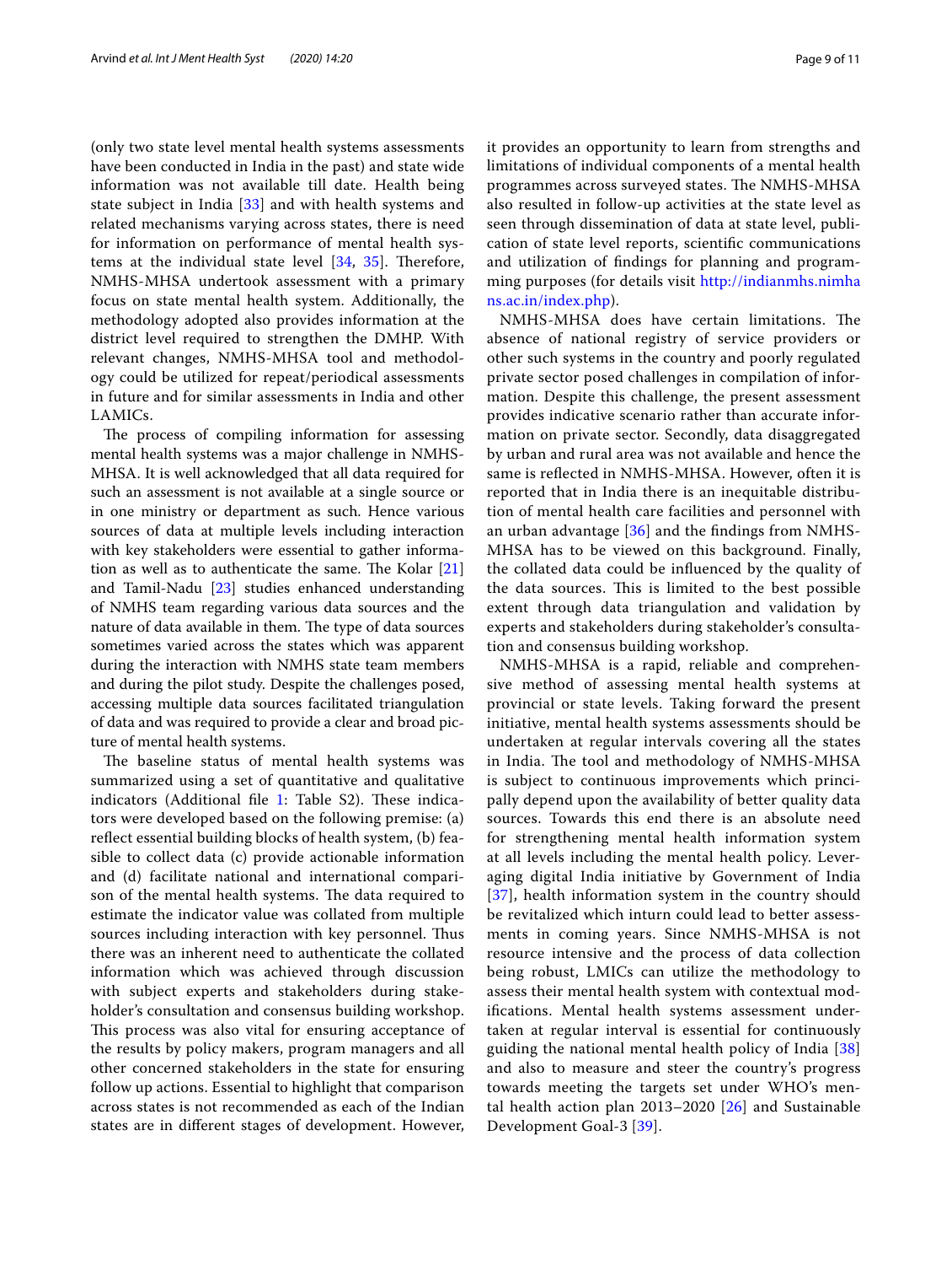(only two state level mental health systems assessments have been conducted in India in the past) and state wide information was not available till date. Health being state subject in India [33] and with health systems and related mechanisms varying across states, there is need for information on performance of mental health systems at the individual state level [34, 35]. Therefore, NMHS-MHSA undertook assessment with a primary focus on state mental health system. Additionally, the methodology adopted also provides information at the district level required to strengthen the DMHP. With relevant changes, NMHS-MHSA tool and methodology could be utilized for repeat/periodical assessments in future and for similar assessments in India and other LAMICs.

The process of compiling information for assessing mental health systems was a major challenge in NMHS-MHSA. It is well acknowledged that all data required for such an assessment is not available at a single source or in one ministry or department as such. Hence various sources of data at multiple levels including interaction with key stakeholders were essential to gather information as well as to authenticate the same. The Kolar [21] and Tamil-Nadu [23] studies enhanced understanding of NMHS team regarding various data sources and the nature of data available in them. The type of data sources sometimes varied across the states which was apparent during the interaction with NMHS state team members and during the pilot study. Despite the challenges posed, accessing multiple data sources facilitated triangulation of data and was required to provide a clear and broad picture of mental health systems.

The baseline status of mental health systems was summarized using a set of quantitative and qualitative indicators (Additional file 1: Table S2). These indicators were developed based on the following premise: (a) reflect essential building blocks of health system, (b) feasible to collect data (c) provide actionable information and (d) facilitate national and international comparison of the mental health systems. The data required to estimate the indicator value was collated from multiple sources including interaction with key personnel. Thus there was an inherent need to authenticate the collated information which was achieved through discussion with subject experts and stakeholders during stakeholder's consultation and consensus building workshop. This process was also vital for ensuring acceptance of the results by policy makers, program managers and all other concerned stakeholders in the state for ensuring follow up actions. Essential to highlight that comparison across states is not recommended as each of the Indian states are in different stages of development. However, it provides an opportunity to learn from strengths and limitations of individual components of a mental health programmes across surveyed states. The NMHS-MHSA also resulted in follow-up activities at the state level as seen through dissemination of data at state level, publication of state level reports, scientific communications and utilization of findings for planning and programming purposes (for details visit http://indianmhs.nimhans.ac.in/index.php).

NMHS-MHSA does have certain limitations. The absence of national registry of service providers or other such systems in the country and poorly regulated private sector posed challenges in compilation of information. Despite this challenge, the present assessment provides indicative scenario rather than accurate information on private sector. Secondly, data disaggregated by urban and rural area was not available and hence the same is reflected in NMHS-MHSA. However, often it is reported that in India there is an inequitable distribution of mental health care facilities and personnel with an urban advantage [36] and the findings from NMHS-MHSA has to be viewed on this background. Finally, the collated data could be influenced by the quality of the data sources. This is limited to the best possible extent through data triangulation and validation by experts and stakeholders during stakeholder's consultation and consensus building workshop.

NMHS-MHSA is a rapid, reliable and comprehensive method of assessing mental health systems at provincial or state levels. Taking forward the present initiative, mental health systems assessments should be undertaken at regular intervals covering all the states in India. The tool and methodology of NMHS-MHSA is subject to continuous improvements which principally depend upon the availability of better quality data sources. Towards this end there is an absolute need for strengthening mental health information system at all levels including the mental health policy. Leveraging digital India initiative by Government of India [37], health information system in the country should be revitalized which inturn could lead to better assessments in coming years. Since NMHS-MHSA is not resource intensive and the process of data collection being robust, LMICs can utilize the methodology to assess their mental health system with contextual modifications. Mental health systems assessment undertaken at regular interval is essential for continuously guiding the national mental health policy of India [38] and also to measure and steer the country's progress towards meeting the targets set under WHO's mental health action plan 2013–2020 [26] and Sustainable Development Goal-3 [39].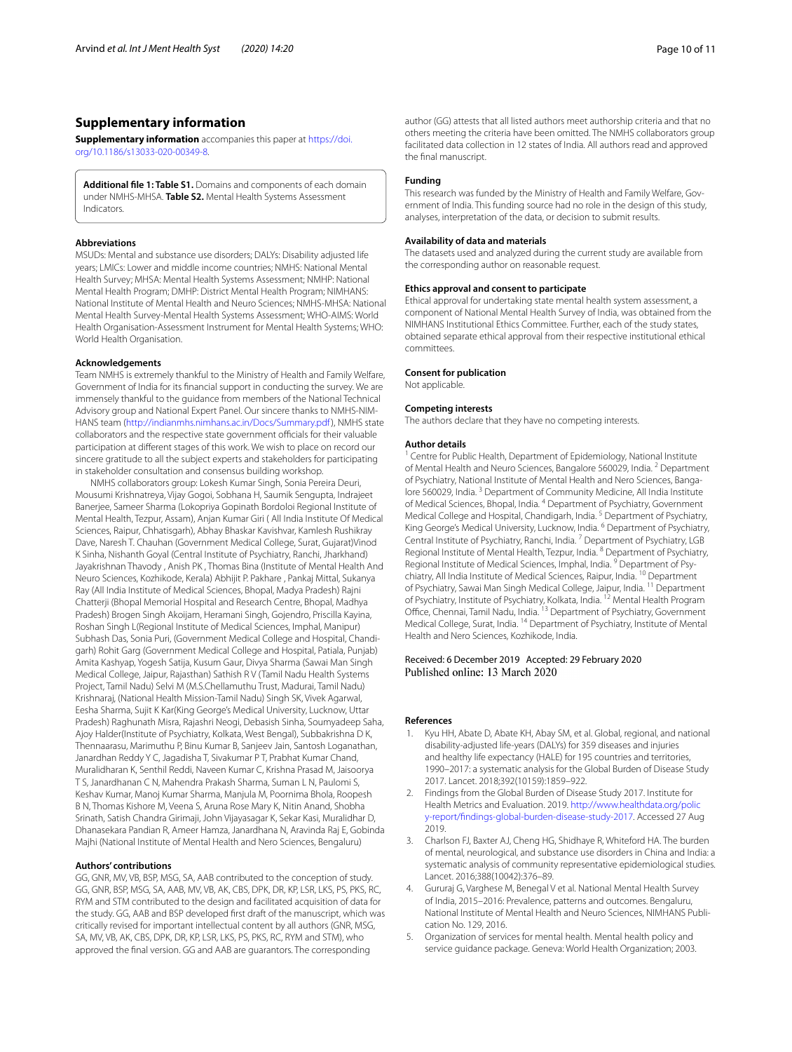## Supplementary information

**Supplementary information** accompanies this paper at https://doi.org/10.1186/s13033-020-00349-8.

> **Additional file 1: Table S1.** Domains and components of each domain under NMHS-MHSA. **Table S2.** Mental Health Systems Assessment Indicators.

### Abbreviations

MSUDs: Mental and substance use disorders; DALYs: Disability adjusted life years; LMICs: Lower and middle income countries; NMHS: National Mental Health Survey; MHSA: Mental Health Systems Assessment; NMHP: National Mental Health Program; DMHP: District Mental Health Program; NIMHANS: National Institute of Mental Health and Neuro Sciences; NMHS-MHSA: National Mental Health Survey-Mental Health Systems Assessment; WHO-AIMS: World Health Organisation-Assessment Instrument for Mental Health Systems; WHO: World Health Organisation.

### Acknowledgements

Team NMHS is extremely thankful to the Ministry of Health and Family Welfare, Government of India for its financial support in conducting the survey. We are immensely thankful to the guidance from members of the National Technical Advisory group and National Expert Panel. Our sincere thanks to NMHS-NIMHANS team (http://indianmhs.nimhans.ac.in/Docs/Summary.pdf), NMHS state collaborators and the respective state government officials for their valuable participation at different stages of this work. We wish to place on record our sincere gratitude to all the subject experts and stakeholders for participating in stakeholder consultation and consensus building workshop.

NMHS collaborators group: Lokesh Kumar Singh, Sonia Pereira Deuri, Mousumi Krishnatreya, Vijay Gogoi, Sobhana H, Saumik Sengupta, Indrajeet Banerjee, Sameer Sharma (Lokopriya Gopinath Bordoloi Regional Institute of Mental Health, Tezpur, Assam), Anjan Kumar Giri ( All India Institute Of Medical Sciences, Raipur, Chhatisgarh), Abhay Bhaskar Kavishvar, Kamlesh Rushikray Dave, Naresh T. Chauhan (Government Medical College, Surat, Gujarat)Vinod K Sinha, Nishanth Goyal (Central Institute of Psychiatry, Ranchi, Jharkhand) Jayakrishnan Thavody , Anish PK , Thomas Bina (Institute of Mental Health And Neuro Sciences, Kozhikode, Kerala) Abhijit P. Pakhare , Pankaj Mittal, Sukanya Ray (All India Institute of Medical Sciences, Bhopal, Madya Pradesh) Rajni Chatterji (Bhopal Memorial Hospital and Research Centre, Bhopal, Madhya Pradesh) Brogen Singh Akoijam, Heramani Singh, Gojendro, Priscilla Kayina, Roshan Singh L(Regional Institute of Medical Sciences, Imphal, Manipur) Subhash Das, Sonia Puri, (Government Medical College and Hospital, Chandigarh) Rohit Garg (Government Medical College and Hospital, Patiala, Punjab) Amita Kashyap, Yogesh Satija, Kusum Gaur, Divya Sharma (Sawai Man Singh Medical College, Jaipur, Rajasthan) Sathish R V (Tamil Nadu Health Systems Project, Tamil Nadu) Selvi M (M.S.Chellamuthu Trust, Madurai, Tamil Nadu) Krishnaraj, (National Health Mission-Tamil Nadu) Singh SK, Vivek Agarwal, Eesha Sharma, Sujit K Kar(King George's Medical University, Lucknow, Uttar Pradesh) Raghunath Misra, Rajashri Neogi, Debasish Sinha, Soumyadeep Saha, Ajoy Halder(Institute of Psychiatry, Kolkata, West Bengal), Subbakrishna D K, Thennaarasu, Marimuthu P, Binu Kumar B, Sanjeev Jain, Santosh Loganathan, Janardhan Reddy Y C, Jagadisha T, Sivakumar P T, Prabhat Kumar Chand, Muralidharan K, Senthil Reddi, Naveen Kumar C, Krishna Prasad M, Jaisoorya T S, Janardhanan C N, Mahendra Prakash Sharma, Suman L N, Paulomi S, Keshav Kumar, Manoj Kumar Sharma, Manjula M, Poornima Bhola, Roopesh B N, Thomas Kishore M, Veena S, Aruna Rose Mary K, Nitin Anand, Shobha Srinath, Satish Chandra Girimaji, John Vijayasagar K, Sekar Kasi, Muralidhar D, Dhanasekara Pandian R, Ameer Hamza, Janardhana N, Aravinda Raj E, Gobinda Majhi (National Institute of Mental Health and Nero Sciences, Bengaluru)

### Authors' contributions

GG, GNR, MV, VB, BSP, MSG, SA, AAB contributed to the conception of study. GG, GNR, BSP, MSG, SA, AAB, MV, VB, AK, CBS, DPK, DR, KP, LSR, LKS, PS, PKS, RC, RYM and STM contributed to the design and facilitated acquisition of data for the study. GG, AAB and BSP developed first draft of the manuscript, which was critically revised for important intellectual content by all authors (GNR, MSG, SA, MV, VB, AK, CBS, DPK, DR, KP, LSR, LKS, PS, PKS, RC, RYM and STM), who approved the final version. GG and AAB are guarantors. The corresponding author (GG) attests that all listed authors meet authorship criteria and that no others meeting the criteria have been omitted. The NMHS collaborators group facilitated data collection in 12 states of India. All authors read and approved the final manuscript.

### Funding

This research was funded by the Ministry of Health and Family Welfare, Government of India. This funding source had no role in the design of this study, analyses, interpretation of the data, or decision to submit results.

### Availability of data and materials

The datasets used and analyzed during the current study are available from the corresponding author on reasonable request.

### Ethics approval and consent to participate

Ethical approval for undertaking state mental health system assessment, a component of National Mental Health Survey of India, was obtained from the NIMHANS Institutional Ethics Committee. Further, each of the study states, obtained separate ethical approval from their respective institutional ethical committees.

### Consent for publication

Not applicable.

### Competing interests

The authors declare that they have no competing interests.

### Author details

[1] Centre for Public Health, Department of Epidemiology, National Institute of Mental Health and Neuro Sciences, Bangalore 560029, India. [2] Department of Psychiatry, National Institute of Mental Health and Nero Sciences, Bangalore 560029, India. [3] Department of Community Medicine, All India Institute of Medical Sciences, Bhopal, India. [4] Department of Psychiatry, Government Medical College and Hospital, Chandigarh, India. [5] Department of Psychiatry, King George's Medical University, Lucknow, India. [6] Department of Psychiatry, Central Institute of Psychiatry, Ranchi, India. [7] Department of Psychiatry, LGB Regional Institute of Mental Health, Tezpur, India. [8] Department of Psychiatry, Regional Institute of Medical Sciences, Imphal, India. [9] Department of Psychiatry, All India Institute of Medical Sciences, Raipur, India. [10] Department of Psychiatry, Sawai Man Singh Medical College, Jaipur, India. [11] Department of Psychiatry, Institute of Psychiatry, Kolkata, India. [12] Mental Health Program Office, Chennai, Tamil Nadu, India. [13] Department of Psychiatry, Government Medical College, Surat, India. [14] Department of Psychiatry, Institute of Mental Health and Nero Sciences, Kozhikode, India.

Received: 6 December 2019 Accepted: 29 February 2020
Published online: 13 March 2020

### References

1. Kyu HH, Abate D, Abate KH, Abay SM, et al. Global, regional, and national disability-adjusted life-years (DALYs) for 359 diseases and injuries and healthy life expectancy (HALE) for 195 countries and territories, 1990–2017: a systematic analysis for the Global Burden of Disease Study 2017. Lancet. 2018;392(10159):1859–922.
2. Findings from the Global Burden of Disease Study 2017. Institute for Health Metrics and Evaluation. 2019. http://www.healthdata.org/policy-report/findings-global-burden-disease-study-2017. Accessed 27 Aug 2019.
3. Charlson FJ, Baxter AJ, Cheng HG, Shidhaye R, Whiteford HA. The burden of mental, neurological, and substance use disorders in China and India: a systematic analysis of community representative epidemiological studies. Lancet. 2016;388(10042):376–89.
4. Gururaj G, Varghese M, Benegal V et al. National Mental Health Survey of India, 2015–2016: Prevalence, patterns and outcomes. Bengaluru, National Institute of Mental Health and Neuro Sciences, NIMHANS Publication No. 129, 2016.
5. Organization of services for mental health. Mental health policy and service guidance package. Geneva: World Health Organization; 2003.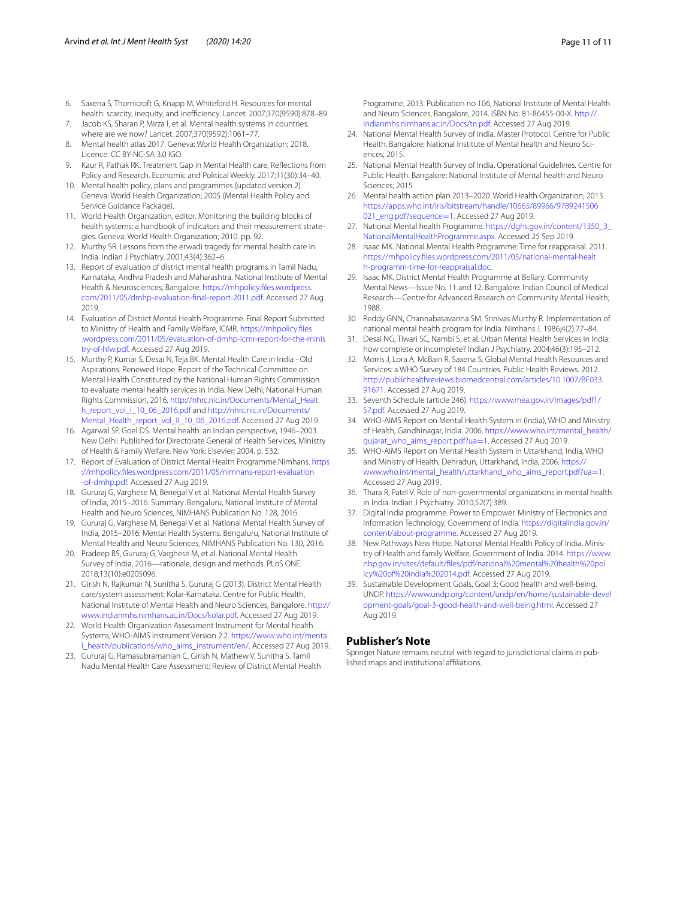6. Saxena S, Thornicroft G, Knapp M, Whiteford H. Resources for mental health: scarcity, inequity, and inefficiency. Lancet. 2007;370(9590):878–89.
7. Jacob KS, Sharan P, Mirza I, et al. Mental health systems in countries: where are we now? Lancet. 2007;370(9592):1061–77.
8. Mental health atlas 2017. Geneva: World Health Organization; 2018. Licence: CC BY-NC-SA 3.0 IGO.
9. Kaur R, Pathak RK. Treatment Gap in Mental Health care, Reflections from Policy and Research. Economic and Political Weekly. 2017;11(30):34–40.
10. Mental health policy, plans and programmes (updated version 2). Geneva: World Health Organization; 2005 (Mental Health Policy and Service Guidance Package).
11. World Health Organization, editor. Monitoring the building blocks of health systems: a handbook of indicators and their measurement strategies. Geneva: World Health Organization; 2010. pp. 92.
12. Murthy SR. Lessons from the erwadi tragedy for mental health care in India. Indian J Psychiatry. 2001;43(4):362–6.
13. Report of evaluation of district mental health programs in Tamil Nadu, Karnataka, Andhra Pradesh and Maharashtra. National Institute of Mental Health & Neurosciences, Bangalore. https://mhpolicy.files.wordpress.com/2011/05/dmhp-evaluation-final-report-2011.pdf. Accessed 27 Aug 2019.
14. Evaluation of District Mental Health Programme. Final Report Submitted to Ministry of Health and Family Welfare, ICMR. https://mhpolicy.files.wordpress.com/2011/05/evaluation-of-dmhp-icmr-report-for-the-ministry-of-hfw.pdf. Accessed 27 Aug 2019.
15. Murthy P, Kumar S, Desai N, Teja BK. Mental Health Care in India - Old Aspirations. Renewed Hope. Report of the Technical Committee on Mental Health Constituted by the National Human Rights Commission to evaluate mental health services in India. New Delhi, National Human Rights Commission, 2016. http://nhrc.nic.in/Documents/Mental_Health_report_vol_I_10_06_2016.pdf and http://nhrc.nic.in/Documents/Mental_Health_report_vol_II_10_06_2016.pdf. Accessed 27 Aug 2019.
16. Agarwal SP, Goel DS. Mental health: an Indian perspective, 1946–2003. New Delhi: Published for Directorate General of Health Services, Ministry of Health & Family Welfare. New York: Elsevier; 2004. p. 532.
17. Report of Evaluation of District Mental Health Programme.Nimhans. https://mhpolicy.files.wordpress.com/2011/05/nimhans-report-evaluation-of-dmhp.pdf. Accessed 27 Aug 2019.
18. Gururaj G, Varghese M, Benegal V et al. National Mental Health Survey of India, 2015–2016: Summary. Bengaluru, National Institute of Mental Health and Neuro Sciences, NIMHANS Publication No. 128, 2016.
19. Gururaj G, Varghese M, Benegal V et al. National Mental Health Survey of India, 2015–2016: Mental Health Systems. Bengaluru, National Institute of Mental Health and Neuro Sciences, NIMHANS Publication No. 130, 2016.
20. Pradeep BS, Gururaj G, Varghese M, et al. National Mental Health Survey of India, 2016—rationale, design and methods. PLoS ONE. 2018;13(10):e0205096.
21. Girish N, Rajkumar N, Sunitha S, Gururaj G (2013). District Mental Health care/system assessment: Kolar-Karnataka. Centre for Public Health, National Institute of Mental Health and Neuro Sciences, Bangalore. http://www.indianmhs.nimhans.ac.in/Docs/kolar.pdf. Accessed 27 Aug 2019.
22. World Health Organization Assessment Instrument for Mental health Systems, WHO-AIMS Instrument Version 2.2. https://www.who.int/mental_health/publications/who_aims_instrument/en/. Accessed 27 Aug 2019.
23. Gururaj G, Ramasubramanian C, Girish N, Mathew V, Sunitha S. Tamil Nadu Mental Health Care Assessment: Review of District Mental Health Programme, 2013. Publication no 106, National Institute of Mental Health and Neuro Sciences, Bangalore, 2014. ISBN No: 81-86455-00-X. http://indianmhs.nimhans.ac.in/Docs/tn.pdf. Accessed 27 Aug 2019.
24. National Mental Health Survey of India. Master Protocol. Centre for Public Health. Bangalore: National Institute of Mental health and Neuro Sciences; 2015.
25. National Mental Health Survey of India. Operational Guidelines. Centre for Public Health. Bangalore: National Institute of Mental health and Neuro Sciences; 2015
26. Mental health action plan 2013–2020. World Health Organization; 2013. https://apps.who.int/iris/bitstream/handle/10665/89966/9789241506021_eng.pdf?sequence=1. Accessed 27 Aug 2019.
27. National Mental health Programme. https://dghs.gov.in/content/1350_3_NationalMentalHealthProgramme.aspx. Accessed 25 Sep 2019.
28. Isaac MK. National Mental Health Programme: Time for reappraisal. 2011. https://mhpolicy.files.wordpress.com/2011/05/national-mental-health-programm-time-for-reappraisal.doc.
29. Isaac MK. District Mental Health Programme at Bellary. Community Mental News—Issue No. 11 and 12. Bangalore: Indian Council of Medical Research—Centre for Advanced Research on Community Mental Health; 1988.
30. Reddy GNN, Channabasavanna SM, Srinivas Murthy R. Implementation of national mental health program for India. Nimhans J. 1986;4(2):77–84.
31. Desai NG, Tiwari SC, Nambi S, et al. Urban Mental Health Services in India: how complete or incomplete? Indian J Psychiatry. 2004;46(3):195–212.
32. Morris J, Lora A, McBain R, Saxena S. Global Mental Health Resources and Services: a WHO Survey of 184 Countries. Public Health Reviews. 2012. http://publichealthreviews.biomedcentral.com/articles/10.1007/BF03391671. Accessed 27 Aug 2019.
33. Seventh Schedule (article 246). https://www.mea.gov.in/Images/pdf1/S7.pdf. Accessed 27 Aug 2019.
34. WHO-AIMS Report on Mental Health System in (India), WHO and Ministry of Health, Gandhinagar, India. 2006. https://www.who.int/mental_health/gujarat_who_aims_report.pdf?ua=1. Accessed 27 Aug 2019.
35. WHO-AIMS Report on Mental Health System in Uttarkhand, India, WHO and Ministry of Health, Dehradun, Uttarkhand, India, 2006. https://www.who.int/mental_health/uttarkhand_who_aims_report.pdf?ua=1. Accessed 27 Aug 2019.
36. Thara R, Patel V. Role of non-governmental organizations in mental health in India. Indian J Psychiatry. 2010;52(7):389.
37. Digital India programme. Power to Empower. Ministry of Electronics and Information Technology, Government of India. https://digitalindia.gov.in/content/about-programme. Accessed 27 Aug 2019.
38. New Pathways New Hope. National Mental Health Policy of India. Ministry of Health and family Welfare, Government of India. 2014. https://www.nhp.gov.in/sites/default/files/pdf/national%20mental%20health%20policy%20of%20india%202014.pdf. Accessed 27 Aug 2019.
39. Sustainable Development Goals, Goal 3: Good health and well-being. UNDP. https://www.undp.org/content/undp/en/home/sustainable-development-goals/goal-3-good-health-and-well-being.html. Accessed 27 Aug 2019.

## Publisher's Note

Springer Nature remains neutral with regard to jurisdictional claims in published maps and institutional affiliations.